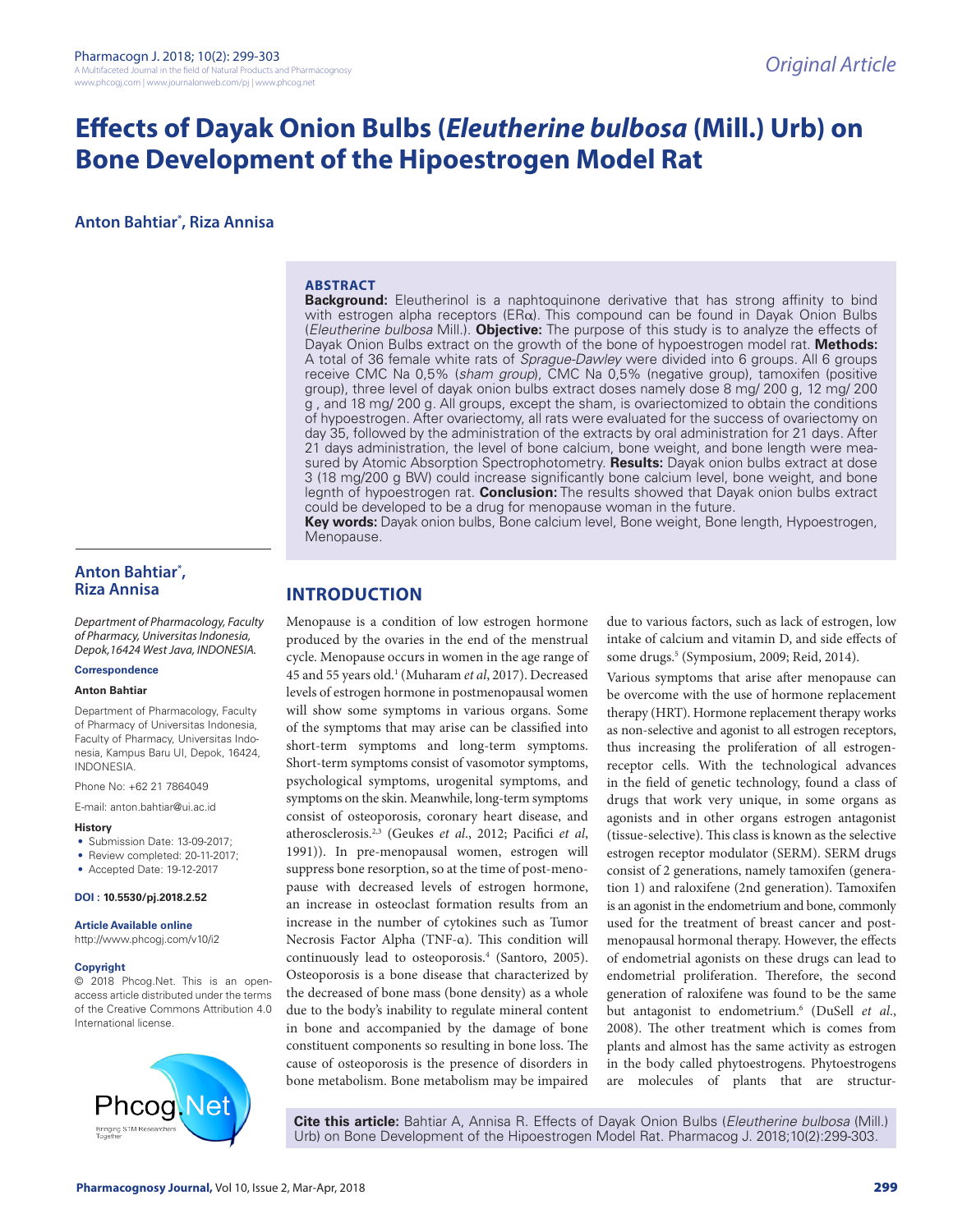*Original Article*

# Effects of Dayak Onion Bulbs (*Eleutherine bulbosa* (Mill.) Urb) on Bone Development of the Hipoestrogen Model Rat

**Anton Bahtiar*, Riza Annisa**

## ABSTRACT

**Background:** Eleutherinol is a naphtoquinone derivative that has strong affinity to bind with estrogen alpha receptors (ERα). This compound can be found in Dayak Onion Bulbs (*Eleutherine bulbosa* Mill.). **Objective:** The purpose of this study is to analyze the effects of Dayak Onion Bulbs extract on the growth of the bone of hypoestrogen model rat. **Methods:** A total of 36 female white rats of *Sprague-Dawley* were divided into 6 groups. All 6 groups receive CMC Na 0,5% (*sham group*), CMC Na 0,5% (negative group), tamoxifen (positive group), three level of dayak onion bulbs extract doses namely dose 8 mg/ 200 g, 12 mg/ 200 g , and 18 mg/ 200 g. All groups, except the sham, is ovariectomized to obtain the conditions of hypoestrogen. After ovariectomy, all rats were evaluated for the success of ovariectomy on day 35, followed by the administration of the extracts by oral administration for 21 days. After 21 days administration, the level of bone calcium, bone weight, and bone length were measured by Atomic Absorption Spectrophotometry. **Results:** Dayak onion bulbs extract at dose 3 (18 mg/200 g BW) could increase significantly bone calcium level, bone weight, and bone legnth of hypoestrogen rat. **Conclusion:** The results showed that Dayak onion bulbs extract could be developed to be a drug for menopause woman in the future.

**Key words:** Dayak onion bulbs, Bone calcium level, Bone weight, Bone length, Hypoestrogen, Menopause.

**Anton Bahtiar*, Riza Annisa**

*Department of Pharmacology, Faculty of Pharmacy, Universitas Indonesia, Depok,16424 West Java, INDONESIA.*

**Correspondence**

**Anton Bahtiar**

Department of Pharmacology, Faculty of Pharmacy of Universitas Indonesia, Faculty of Pharmacy, Universitas Indonesia, Kampus Baru UI, Depok, 16424, INDONESIA.

Phone No: +62 21 7864049

E-mail: anton.bahtiar@ui.ac.id

**History**

- Submission Date: 13-09-2017;
- Review completed: 20-11-2017;
- Accepted Date: 19-12-2017

**DOI : 10.5530/pj.2018.2.52**

**Article Available online**

http://www.phcogj.com/v10/i2

**Copyright**

© 2018 Phcog.Net. This is an open-access article distributed under the terms of the Creative Commons Attribution 4.0 International license.

## INTRODUCTION

Menopause is a condition of low estrogen hormone produced by the ovaries in the end of the menstrual cycle. Menopause occurs in women in the age range of 45 and 55 years old.[1] (Muharam *et al*, 2017). Decreased levels of estrogen hormone in postmenopausal women will show some symptoms in various organs. Some of the symptoms that may arise can be classified into short-term symptoms and long-term symptoms. Short-term symptoms consist of vasomotor symptoms, psychological symptoms, urogenital symptoms, and symptoms on the skin. Meanwhile, long-term symptoms consist of osteoporosis, coronary heart disease, and atherosclerosis.[2,3] (Geukes *et al*., 2012; Pacifici *et al*, 1991)). In pre-menopausal women, estrogen will suppress bone resorption, so at the time of post-menopause with decreased levels of estrogen hormone, an increase in osteoclast formation results from an increase in the number of cytokines such as Tumor Necrosis Factor Alpha (TNF-α). This condition will continuously lead to osteoporosis.[4] (Santoro, 2005). Osteoporosis is a bone disease that characterized by the decreased of bone mass (bone density) as a whole due to the body's inability to regulate mineral content in bone and accompanied by the damage of bone constituent components so resulting in bone loss. The cause of osteoporosis is the presence of disorders in bone metabolism. Bone metabolism may be impaired due to various factors, such as lack of estrogen, low intake of calcium and vitamin D, and side effects of some drugs.[5] (Symposium, 2009; Reid, 2014).

Various symptoms that arise after menopause can be overcome with the use of hormone replacement therapy (HRT). Hormone replacement therapy works as non-selective and agonist to all estrogen receptors, thus increasing the proliferation of all estrogen-receptor cells. With the technological advances in the field of genetic technology, found a class of drugs that work very unique, in some organs as agonists and in other organs estrogen antagonist (tissue-selective). This class is known as the selective estrogen receptor modulator (SERM). SERM drugs consist of 2 generations, namely tamoxifen (generation 1) and raloxifene (2nd generation). Tamoxifen is an agonist in the endometrium and bone, commonly used for the treatment of breast cancer and post-menopausal hormonal therapy. However, the effects of endometrial agonists on these drugs can lead to endometrial proliferation. Therefore, the second generation of raloxifene was found to be the same but antagonist to endometrium.[6] (DuSell *et al*., 2008). The other treatment which is comes from plants and almost has the same activity as estrogen in the body called phytoestrogens. Phytoestrogens are molecules of plants that are structur-

**Cite this article:** Bahtiar A, Annisa R. Effects of Dayak Onion Bulbs (*Eleutherine bulbosa* (Mill.) Urb) on Bone Development of the Hipoestrogen Model Rat. Pharmacog J. 2018;10(2):299-303.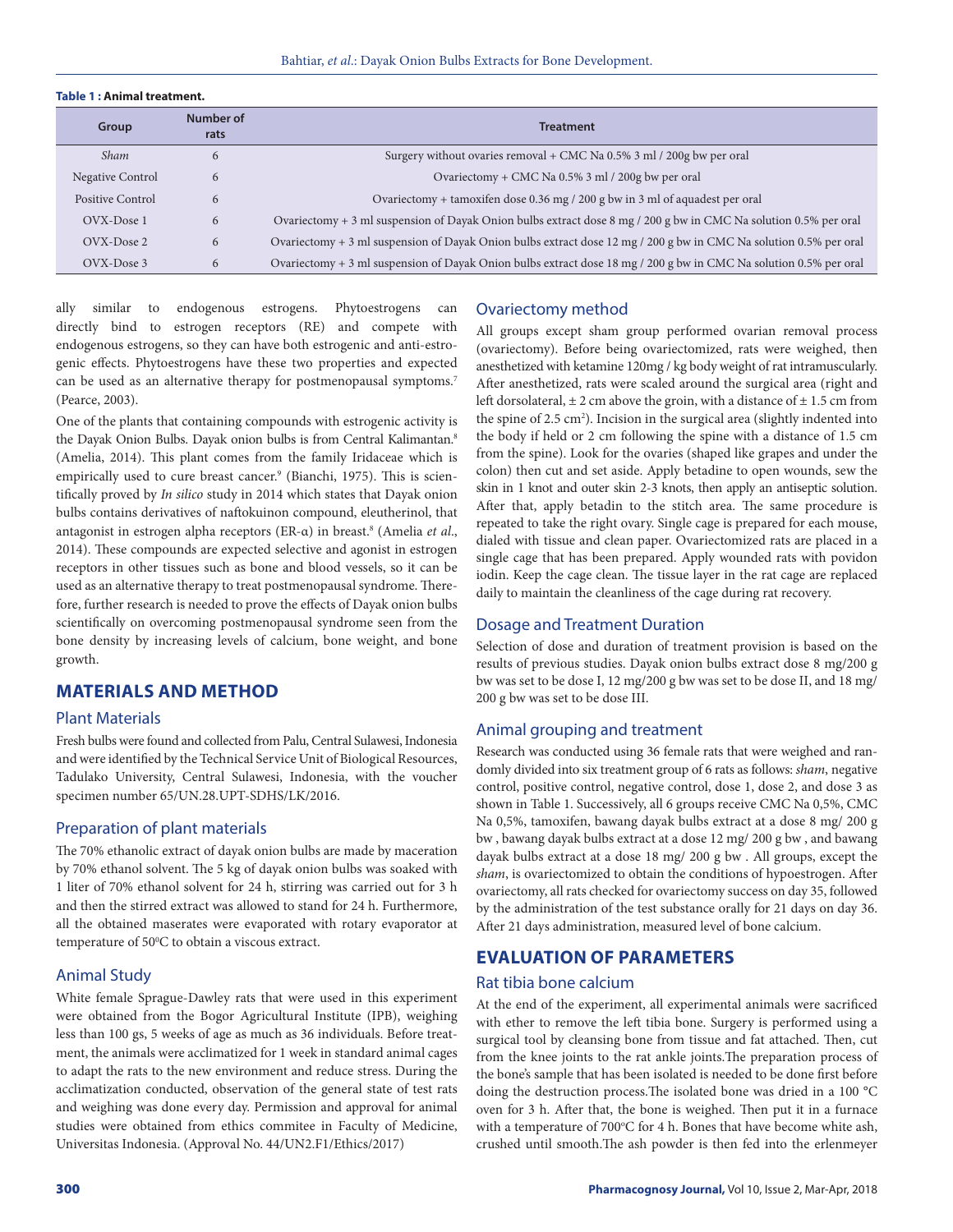**Table 1 : Animal treatment.**

| Group | Number of rats | Treatment |
|---|---|---|
| *Sham* | 6 | Surgery without ovaries removal + CMC Na 0.5% 3 ml / 200g bw per oral |
| Negative Control | 6 | Ovariectomy + CMC Na 0.5% 3 ml / 200g bw per oral |
| Positive Control | 6 | Ovariectomy + tamoxifen dose 0.36 mg / 200 g bw in 3 ml of aquadest per oral |
| OVX-Dose 1 | 6 | Ovariectomy + 3 ml suspension of Dayak Onion bulbs extract dose 8 mg / 200 g bw in CMC Na solution 0.5% per oral |
| OVX-Dose 2 | 6 | Ovariectomy + 3 ml suspension of Dayak Onion bulbs extract dose 12 mg / 200 g bw in CMC Na solution 0.5% per oral |
| OVX-Dose 3 | 6 | Ovariectomy + 3 ml suspension of Dayak Onion bulbs extract dose 18 mg / 200 g bw in CMC Na solution 0.5% per oral |

ally similar to endogenous estrogens. Phytoestrogens can directly bind to estrogen receptors (RE) and compete with endogenous estrogens, so they can have both estrogenic and anti-estrogenic effects. Phytoestrogens have these two properties and expected can be used as an alternative therapy for postmenopausal symptoms.[7] (Pearce, 2003).

One of the plants that containing compounds with estrogenic activity is the Dayak Onion Bulbs. Dayak onion bulbs is from Central Kalimantan.[8] (Amelia, 2014). This plant comes from the family Iridaceae which is empirically used to cure breast cancer.[9] (Bianchi, 1975). This is scientifically proved by *In silico* study in 2014 which states that Dayak onion bulbs contains derivatives of naftokuinon compound, eleutherinol, that antagonist in estrogen alpha receptors (ER-α) in breast.[8] (Amelia *et al*., 2014). These compounds are expected selective and agonist in estrogen receptors in other tissues such as bone and blood vessels, so it can be used as an alternative therapy to treat postmenopausal syndrome. Therefore, further research is needed to prove the effects of Dayak onion bulbs scientifically on overcoming postmenopausal syndrome seen from the bone density by increasing levels of calcium, bone weight, and bone growth.

## MATERIALS AND METHOD

### Plant Materials

Fresh bulbs were found and collected from Palu, Central Sulawesi, Indonesia and were identified by the Technical Service Unit of Biological Resources, Tadulako University, Central Sulawesi, Indonesia, with the voucher specimen number 65/UN.28.UPT-SDHS/LK/2016.

### Preparation of plant materials

The 70% ethanolic extract of dayak onion bulbs are made by maceration by 70% ethanol solvent. The 5 kg of dayak onion bulbs was soaked with 1 liter of 70% ethanol solvent for 24 h, stirring was carried out for 3 h and then the stirred extract was allowed to stand for 24 h. Furthermore, all the obtained maserates were evaporated with rotary evaporator at temperature of 50°C to obtain a viscous extract.

### Animal Study

White female Sprague-Dawley rats that were used in this experiment were obtained from the Bogor Agricultural Institute (IPB), weighing less than 100 gs, 5 weeks of age as much as 36 individuals. Before treatment, the animals were acclimatized for 1 week in standard animal cages to adapt the rats to the new environment and reduce stress. During the acclimatization conducted, observation of the general state of test rats and weighing was done every day. Permission and approval for animal studies were obtained from ethics commitee in Faculty of Medicine, Universitas Indonesia. (Approval No. 44/UN2.F1/Ethics/2017)

### Ovariectomy method

All groups except sham group performed ovarian removal process (ovariectomy). Before being ovariectomized, rats were weighed, then anesthetized with ketamine 120mg / kg body weight of rat intramuscularly. After anesthetized, rats were scaled around the surgical area (right and left dorsolateral, ± 2 cm above the groin, with a distance of ± 1.5 cm from the spine of 2.5 cm$^2$). Incision in the surgical area (slightly indented into the body if held or 2 cm following the spine with a distance of 1.5 cm from the spine). Look for the ovaries (shaped like grapes and under the colon) then cut and set aside. Apply betadine to open wounds, sew the skin in 1 knot and outer skin 2-3 knots, then apply an antiseptic solution. After that, apply betadin to the stitch area. The same procedure is repeated to take the right ovary. Single cage is prepared for each mouse, dialed with tissue and clean paper. Ovariectomized rats are placed in a single cage that has been prepared. Apply wounded rats with povidon iodin. Keep the cage clean. The tissue layer in the rat cage are replaced daily to maintain the cleanliness of the cage during rat recovery.

### Dosage and Treatment Duration

Selection of dose and duration of treatment provision is based on the results of previous studies. Dayak onion bulbs extract dose 8 mg/200 g bw was set to be dose I, 12 mg/200 g bw was set to be dose II, and 18 mg/ 200 g bw was set to be dose III.

### Animal grouping and treatment

Research was conducted using 36 female rats that were weighed and randomly divided into six treatment group of 6 rats as follows: *sham*, negative control, positive control, negative control, dose 1, dose 2, and dose 3 as shown in Table 1. Successively, all 6 groups receive CMC Na 0,5%, CMC Na 0,5%, tamoxifen, bawang dayak bulbs extract at a dose 8 mg/ 200 g bw , bawang dayak bulbs extract at a dose 12 mg/ 200 g bw , and bawang dayak bulbs extract at a dose 18 mg/ 200 g bw . All groups, except the *sham*, is ovariectomized to obtain the conditions of hypoestrogen. After ovariectomy, all rats checked for ovariectomy success on day 35, followed by the administration of the test substance orally for 21 days on day 36. After 21 days administration, measured level of bone calcium.

## EVALUATION OF PARAMETERS

### Rat tibia bone calcium

At the end of the experiment, all experimental animals were sacrificed with ether to remove the left tibia bone. Surgery is performed using a surgical tool by cleansing bone from tissue and fat attached. Then, cut from the knee joints to the rat ankle joints.The preparation process of the bone's sample that has been isolated is needed to be done first before doing the destruction process.The isolated bone was dried in a 100 °C oven for 3 h. After that, the bone is weighed. Then put it in a furnace with a temperature of 700°C for 4 h. Bones that have become white ash, crushed until smooth.The ash powder is then fed into the erlenmeyer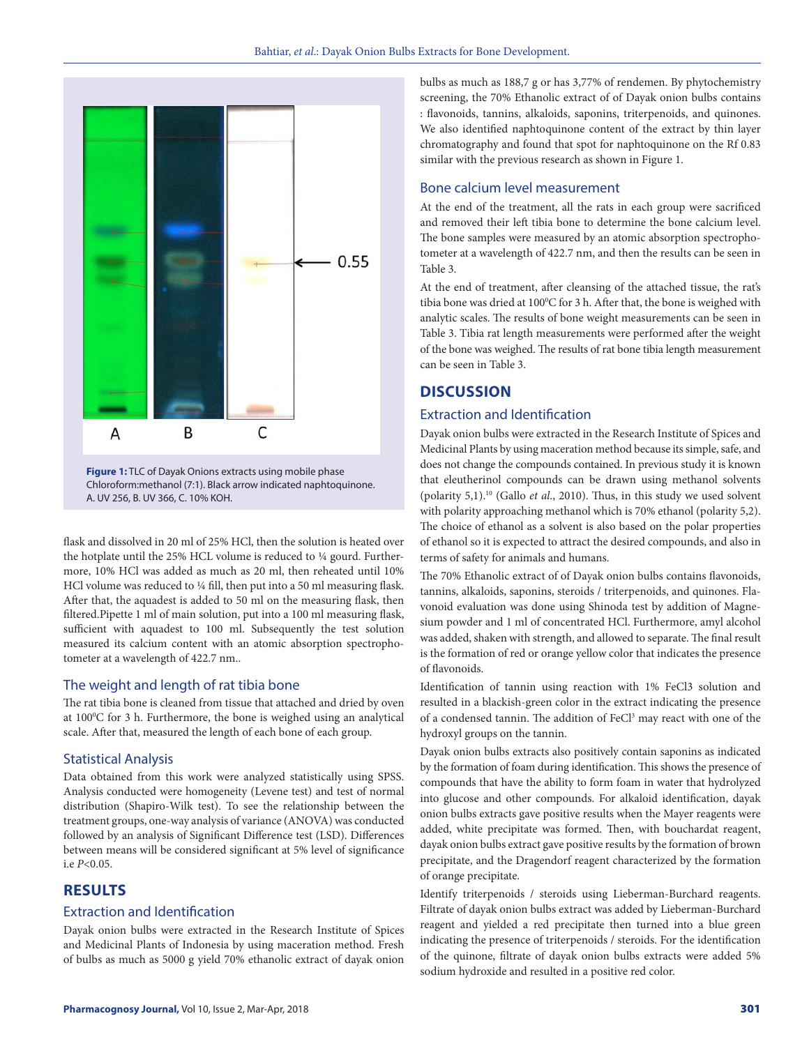Figure 1: TLC of Dayak Onions extracts using mobile phase Chloroform:methanol (7:1). Black arrow indicated naphtoquinone. A. UV 256, B. UV 366, C. 10% KOH.

flask and dissolved in 20 ml of 25% HCl, then the solution is heated over the hotplate until the 25% HCL volume is reduced to ¼ gourd. Furthermore, 10% HCl was added as much as 20 ml, then reheated until 10% HCl volume was reduced to ¼ fill, then put into a 50 ml measuring flask. After that, the aquadest is added to 50 ml on the measuring flask, then filtered.Pipette 1 ml of main solution, put into a 100 ml measuring flask, sufficient with aquadest to 100 ml. Subsequently the test solution measured its calcium content with an atomic absorption spectrophotometer at a wavelength of 422.7 nm..

### The weight and length of rat tibia bone

The rat tibia bone is cleaned from tissue that attached and dried by oven at 100$^0$C for 3 h. Furthermore, the bone is weighed using an analytical scale. After that, measured the length of each bone of each group.

### Statistical Analysis

Data obtained from this work were analyzed statistically using SPSS. Analysis conducted were homogeneity (Levene test) and test of normal distribution (Shapiro-Wilk test). To see the relationship between the treatment groups, one-way analysis of variance (ANOVA) was conducted followed by an analysis of Significant Difference test (LSD). Differences between means will be considered significant at 5% level of significance i.e $P<0.05$.

## RESULTS

### Extraction and Identification

Dayak onion bulbs were extracted in the Research Institute of Spices and Medicinal Plants of Indonesia by using maceration method. Fresh of bulbs as much as 5000 g yield 70% ethanolic extract of dayak onion bulbs as much as 188,7 g or has 3,77% of rendemen. By phytochemistry screening, the 70% Ethanolic extract of of Dayak onion bulbs contains : flavonoids, tannins, alkaloids, saponins, triterpenoids, and quinones. We also identified naphtoquinone content of the extract by thin layer chromatography and found that spot for naphtoquinone on the Rf 0.83 similar with the previous research as shown in Figure 1.

### Bone calcium level measurement

At the end of the treatment, all the rats in each group were sacrificed and removed their left tibia bone to determine the bone calcium level. The bone samples were measured by an atomic absorption spectrophotometer at a wavelength of 422.7 nm, and then the results can be seen in Table 3.

At the end of treatment, after cleansing of the attached tissue, the rat's tibia bone was dried at 100$^0$C for 3 h. After that, the bone is weighed with analytic scales. The results of bone weight measurements can be seen in Table 3. Tibia rat length measurements were performed after the weight of the bone was weighed. The results of rat bone tibia length measurement can be seen in Table 3.

## DISCUSSION

### Extraction and Identification

Dayak onion bulbs were extracted in the Research Institute of Spices and Medicinal Plants by using maceration method because its simple, safe, and does not change the compounds contained. In previous study it is known that eleutherinol compounds can be drawn using methanol solvents (polarity 5,1).[10] (Gallo *et al.*, 2010). Thus, in this study we used solvent with polarity approaching methanol which is 70% ethanol (polarity 5,2). The choice of ethanol as a solvent is also based on the polar properties of ethanol so it is expected to attract the desired compounds, and also in terms of safety for animals and humans.

The 70% Ethanolic extract of of Dayak onion bulbs contains flavonoids, tannins, alkaloids, saponins, steroids / triterpenoids, and quinones. Flavonoid evaluation was done using Shinoda test by addition of Magnesium powder and 1 ml of concentrated HCl. Furthermore, amyl alcohol was added, shaken with strength, and allowed to separate. The final result is the formation of red or orange yellow color that indicates the presence of flavonoids.

Identification of tannin using reaction with 1% FeCl3 solution and resulted in a blackish-green color in the extract indicating the presence of a condensed tannin. The addition of $FeCl^3$ may react with one of the hydroxyl groups on the tannin.

Dayak onion bulbs extracts also positively contain saponins as indicated by the formation of foam during identification. This shows the presence of compounds that have the ability to form foam in water that hydrolyzed into glucose and other compounds. For alkaloid identification, dayak onion bulbs extracts gave positive results when the Mayer reagents were added, white precipitate was formed. Then, with bouchardat reagent, dayak onion bulbs extract gave positive results by the formation of brown precipitate, and the Dragendorf reagent characterized by the formation of orange precipitate.

Identify triterpenoids / steroids using Lieberman-Burchard reagents. Filtrate of dayak onion bulbs extract was added by Lieberman-Burchard reagent and yielded a red precipitate then turned into a blue green indicating the presence of triterpenoids / steroids. For the identification of the quinone, filtrate of dayak onion bulbs extracts were added 5% sodium hydroxide and resulted in a positive red color.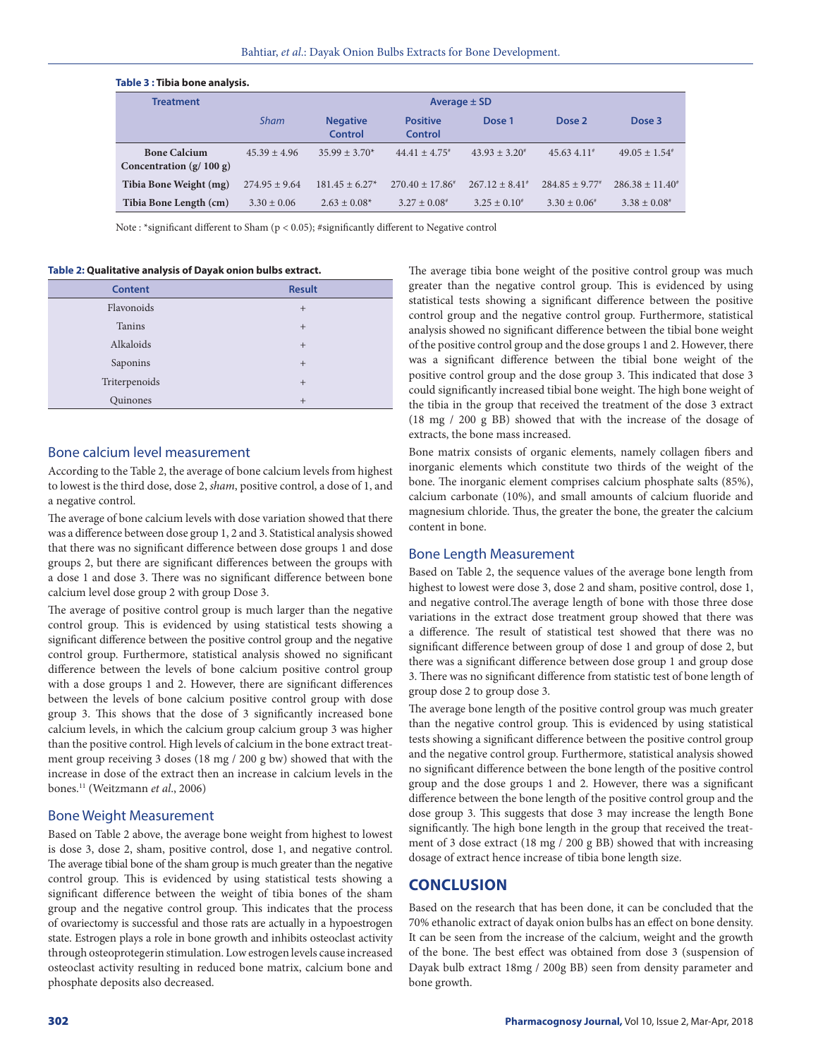**Table 3 : Tibia bone analysis.**

| Treatment | Average ± SD | | | | | |
|---|---|---|---|---|---|---|
| | *Sham* | Negative Control | Positive Control | Dose 1 | Dose 2 | Dose 3 |
| Bone Calcium Concentration (g/ 100 g) | 45.39 ± 4.96 | 35.99 ± 3.70* | 44.41 ± 4.75# | 43.93 ± 3.20# | 45.63 4.11# | 49.05 ± 1.54# |
| Tibia Bone Weight (mg) | 274.95 ± 9.64 | 181.45 ± 6.27* | 270.40 ± 17.86# | 267.12 ± 8.41# | 284.85 ± 9.77# | 286.38 ± 11.40# |
| Tibia Bone Length (cm) | 3.30 ± 0.06 | 2.63 ± 0.08* | 3.27 ± 0.08# | 3.25 ± 0.10# | 3.30 ± 0.06# | 3.38 ± 0.08# |

Note : *significant different to Sham ($p < 0.05$); #significantly different to Negative control

**Table 2: Qualitative analysis of Dayak onion bulbs extract.**

| Content | Result |
|---|---|
| Flavonoids | + |
| Tanins | + |
| Alkaloids | + |
| Saponins | + |
| Triterpenoids | + |
| Quinones | + |

## Bone calcium level measurement

According to the Table 2, the average of bone calcium levels from highest to lowest is the third dose, dose 2, *sham*, positive control, a dose of 1, and a negative control.

The average of bone calcium levels with dose variation showed that there was a difference between dose group 1, 2 and 3. Statistical analysis showed that there was no significant difference between dose groups 1 and dose groups 2, but there are significant differences between the groups with a dose 1 and dose 3. There was no significant difference between bone calcium level dose group 2 with group Dose 3.

The average of positive control group is much larger than the negative control group. This is evidenced by using statistical tests showing a significant difference between the positive control group and the negative control group. Furthermore, statistical analysis showed no significant difference between the levels of bone calcium positive control group with a dose groups 1 and 2. However, there are significant differences between the levels of bone calcium positive control group with dose group 3. This shows that the dose of 3 significantly increased bone calcium levels, in which the calcium group calcium group 3 was higher than the positive control. High levels of calcium in the bone extract treatment group receiving 3 doses (18 mg / 200 g bw) showed that with the increase in dose of the extract then an increase in calcium levels in the bones.[11] (Weitzmann *et al*., 2006)

## Bone Weight Measurement

Based on Table 2 above, the average bone weight from highest to lowest is dose 3, dose 2, sham, positive control, dose 1, and negative control. The average tibial bone of the sham group is much greater than the negative control group. This is evidenced by using statistical tests showing a significant difference between the weight of tibia bones of the sham group and the negative control group. This indicates that the process of ovariectomy is successful and those rats are actually in a hypoestrogen state. Estrogen plays a role in bone growth and inhibits osteoclast activity through osteoprotegerin stimulation. Low estrogen levels cause increased osteoclast activity resulting in reduced bone matrix, calcium bone and phosphate deposits also decreased.

The average tibia bone weight of the positive control group was much greater than the negative control group. This is evidenced by using statistical tests showing a significant difference between the positive control group and the negative control group. Furthermore, statistical analysis showed no significant difference between the tibial bone weight of the positive control group and the dose groups 1 and 2. However, there was a significant difference between the tibial bone weight of the positive control group and the dose group 3. This indicated that dose 3 could significantly increased tibial bone weight. The high bone weight of the tibia in the group that received the treatment of the dose 3 extract (18 mg / 200 g BB) showed that with the increase of the dosage of extracts, the bone mass increased.

Bone matrix consists of organic elements, namely collagen fibers and inorganic elements which constitute two thirds of the weight of the bone. The inorganic element comprises calcium phosphate salts (85%), calcium carbonate (10%), and small amounts of calcium fluoride and magnesium chloride. Thus, the greater the bone, the greater the calcium content in bone.

## Bone Length Measurement

Based on Table 2, the sequence values of the average bone length from highest to lowest were dose 3, dose 2 and sham, positive control, dose 1, and negative control.The average length of bone with those three dose variations in the extract dose treatment group showed that there was a difference. The result of statistical test showed that there was no significant difference between group of dose 1 and group of dose 2, but there was a significant difference between dose group 1 and group dose 3. There was no significant difference from statistic test of bone length of group dose 2 to group dose 3.

The average bone length of the positive control group was much greater than the negative control group. This is evidenced by using statistical tests showing a significant difference between the positive control group and the negative control group. Furthermore, statistical analysis showed no significant difference between the bone length of the positive control group and the dose groups 1 and 2. However, there was a significant difference between the bone length of the positive control group and the dose group 3. This suggests that dose 3 may increase the length Bone significantly. The high bone length in the group that received the treatment of 3 dose extract (18 mg / 200 g BB) showed that with increasing dosage of extract hence increase of tibia bone length size.

# CONCLUSION

Based on the research that has been done, it can be concluded that the 70% ethanolic extract of dayak onion bulbs has an effect on bone density. It can be seen from the increase of the calcium, weight and the growth of the bone. The best effect was obtained from dose 3 (suspension of Dayak bulb extract 18mg / 200g BB) seen from density parameter and bone growth.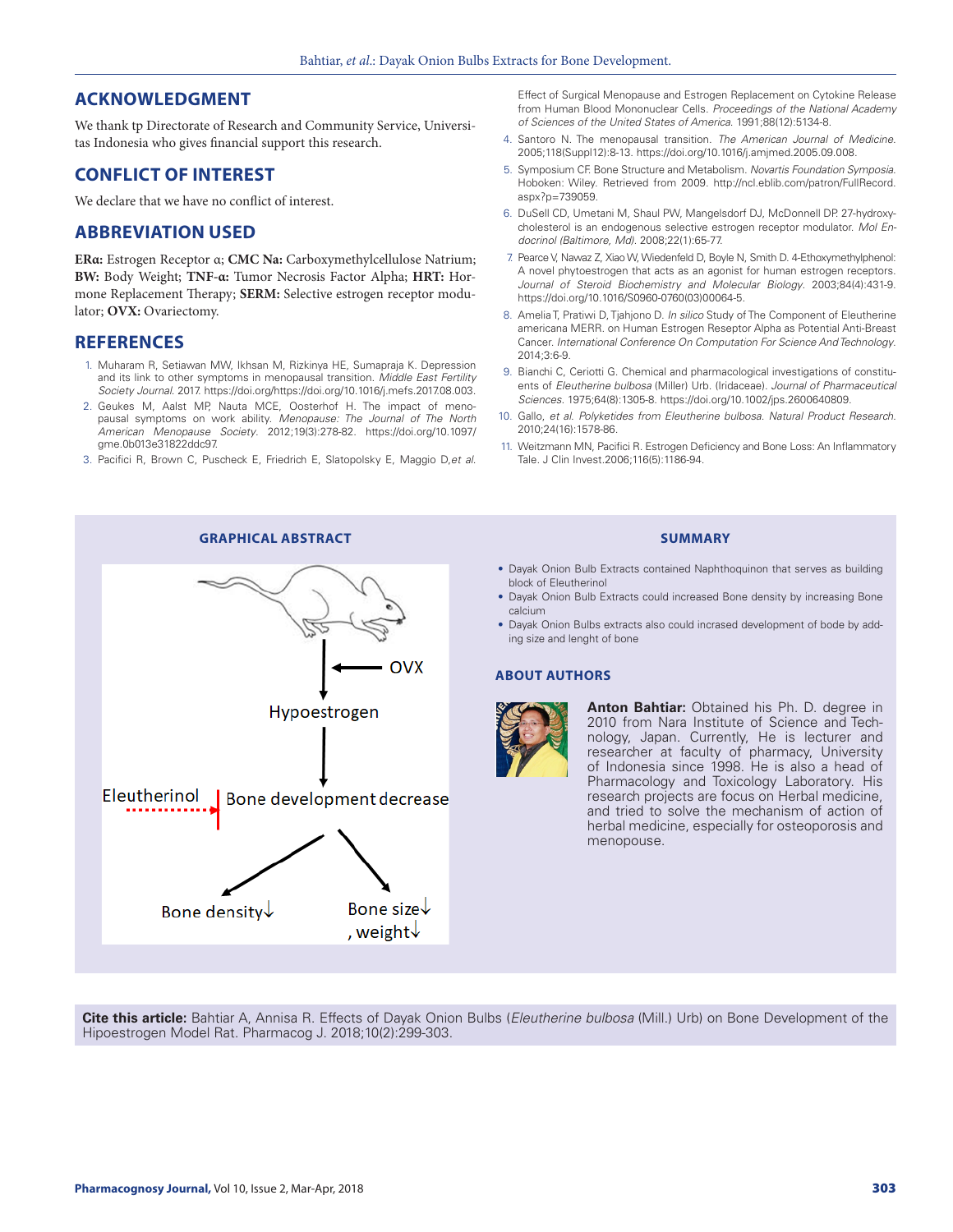## ACKNOWLEDGMENT

We thank tp Directorate of Research and Community Service, Universitas Indonesia who gives financial support this research.

## CONFLICT OF INTEREST

We declare that we have no conflict of interest.

## ABBREVIATION USED

**ERα:** Estrogen Receptor α; **CMC Na:** Carboxymethylcellulose Natrium; **BW:** Body Weight; **TNF-α:** Tumor Necrosis Factor Alpha; **HRT:** Hormone Replacement Therapy; **SERM:** Selective estrogen receptor modulator; **OVX:** Ovariectomy.

## REFERENCES

1. Muharam R, Setiawan MW, Ikhsan M, Rizkinya HE, Sumapraja K. Depression and its link to other symptoms in menopausal transition. *Middle East Fertility Society Journal.* 2017. https://doi.org/https://doi.org/10.1016/j.mefs.2017.08.003.
2. Geukes M, Aalst MP, Nauta MCE, Oosterhof H. The impact of menopausal symptoms on work ability. *Menopause: The Journal of The North American Menopause Society.* 2012;19(3):278-82. https://doi.org/10.1097/gme.0b013e31822ddc97.
3. Pacifici R, Brown C, Puscheck E, Friedrich E, Slatopolsky E, Maggio D,*et al.* Effect of Surgical Menopause and Estrogen Replacement on Cytokine Release from Human Blood Mononuclear Cells. *Proceedings of the National Academy of Sciences of the United States of America.* 1991;88(12):5134-8.
4. Santoro N. The menopausal transition. *The American Journal of Medicine.* 2005;118(Suppl12):8-13. https://doi.org/10.1016/j.amjmed.2005.09.008.
5. Symposium CF. Bone Structure and Metabolism. *Novartis Foundation Symposia.* Hoboken: Wiley. Retrieved from 2009. http://ncl.eblib.com/patron/FullRecord.aspx?p=739059.
6. DuSell CD, Umetani M, Shaul PW, Mangelsdorf DJ, McDonnell DP. 27-hydroxycholesterol is an endogenous selective estrogen receptor modulator. *Mol Endocrinol (Baltimore, Md).* 2008;22(1):65-77.
7. Pearce V, Nawaz Z, Xiao W, Wiedenfeld D, Boyle N, Smith D. 4-Ethoxymethylphenol: A novel phytoestrogen that acts as an agonist for human estrogen receptors. *Journal of Steroid Biochemistry and Molecular Biology.* 2003;84(4):431-9. https://doi.org/10.1016/S0960-0760(03)00064-5.
8. Amelia T, Pratiwi D, Tjahjono D. *In silico* Study of The Component of Eleutherine americana MERR. on Human Estrogen Reseptor Alpha as Potential Anti-Breast Cancer. *International Conference On Computation For Science And Technology.* 2014;3:6-9.
9. Bianchi C, Ceriotti G. Chemical and pharmacological investigations of constituents of *Eleutherine bulbosa* (Miller) Urb. (Iridaceae). *Journal of Pharmaceutical Sciences.* 1975;64(8):1305-8. https://doi.org/10.1002/jps.2600640809.
10. Gallo, *et al. Polyketides from Eleutherine bulbosa. Natural Product Research.* 2010;24(16):1578-86.
11. Weitzmann MN, Pacifici R. Estrogen Deficiency and Bone Loss: An Inflammatory Tale. J Clin Invest.2006;116(5):1186-94.

## GRAPHICAL ABSTRACT

OVX

Hypoestrogen

Eleutherinol

Bone development decrease

Bone density↓

Bone size↓, weight↓

## SUMMARY

- Dayak Onion Bulb Extracts contained Naphthoquinon that serves as building block of Eleutherinol
- Dayak Onion Bulb Extracts could increased Bone density by increasing Bone calcium
- Dayak Onion Bulbs extracts also could incrased development of bode by adding size and lenght of bone

## ABOUT AUTHORS

**Anton Bahtiar:** Obtained his Ph. D. degree in 2010 from Nara Institute of Science and Technology, Japan. Currently, He is lecturer and researcher at faculty of pharmacy, University of Indonesia since 1998. He is also a head of Pharmacology and Toxicology Laboratory. His research projects are focus on Herbal medicine, and tried to solve the mechanism of action of herbal medicine, especially for osteoporosis and menopouse.

**Cite this article:** Bahtiar A, Annisa R. Effects of Dayak Onion Bulbs (*Eleutherine bulbosa* (Mill.) Urb) on Bone Development of the Hipoestrogen Model Rat. Pharmacog J. 2018;10(2):299-303.